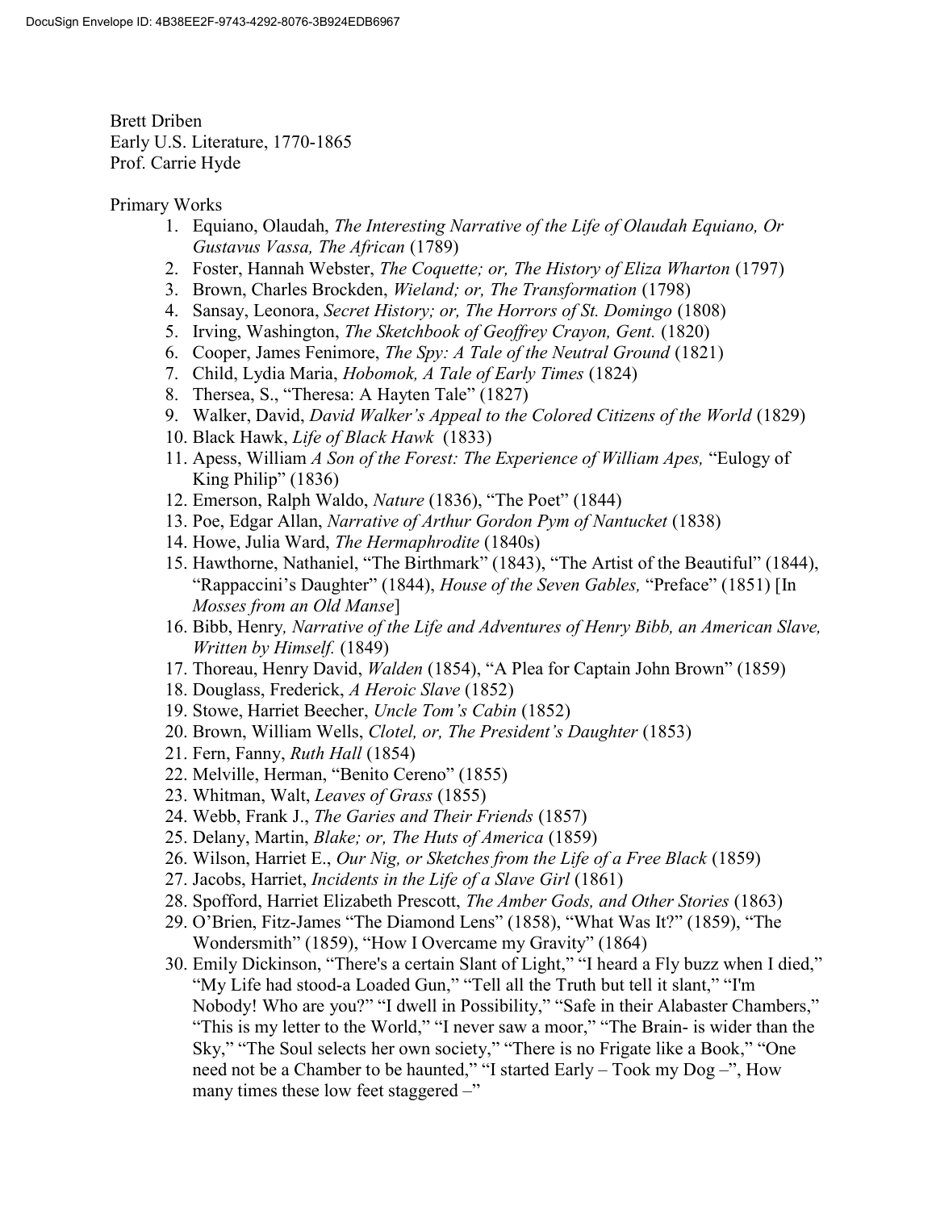DocuSign Envelope ID: 4B38EE2F-9743-4292-8076-3B924EDB6967

Brett Driben
Early U.S. Literature, 1770-1865
Prof. Carrie Hyde

Primary Works

1. Equiano, Olaudah, *The Interesting Narrative of the Life of Olaudah Equiano, Or Gustavus Vassa, The African* (1789)
2. Foster, Hannah Webster, *The Coquette; or, The History of Eliza Wharton* (1797)
3. Brown, Charles Brockden, *Wieland; or, The Transformation* (1798)
4. Sansay, Leonora, *Secret History; or, The Horrors of St. Domingo* (1808)
5. Irving, Washington, *The Sketchbook of Geoffrey Crayon, Gent.* (1820)
6. Cooper, James Fenimore, *The Spy: A Tale of the Neutral Ground* (1821)
7. Child, Lydia Maria, *Hobomok, A Tale of Early Times* (1824)
8. Thersea, S., "Theresa: A Hayten Tale" (1827)
9. Walker, David, *David Walker's Appeal to the Colored Citizens of the World* (1829)
10. Black Hawk, *Life of Black Hawk* (1833)
11. Apess, William *A Son of the Forest: The Experience of William Apes,* "Eulogy of King Philip" (1836)
12. Emerson, Ralph Waldo, *Nature* (1836), "The Poet" (1844)
13. Poe, Edgar Allan, *Narrative of Arthur Gordon Pym of Nantucket* (1838)
14. Howe, Julia Ward, *The Hermaphrodite* (1840s)
15. Hawthorne, Nathaniel, "The Birthmark" (1843), "The Artist of the Beautiful" (1844), "Rappaccini's Daughter" (1844), *House of the Seven Gables,* "Preface" (1851) [In *Mosses from an Old Manse*]
16. Bibb, Henry*, Narrative of the Life and Adventures of Henry Bibb, an American Slave, Written by Himself.* (1849)
17. Thoreau, Henry David, *Walden* (1854), "A Plea for Captain John Brown" (1859)
18. Douglass, Frederick, *A Heroic Slave* (1852)
19. Stowe, Harriet Beecher, *Uncle Tom's Cabin* (1852)
20. Brown, William Wells, *Clotel, or, The President's Daughter* (1853)
21. Fern, Fanny, *Ruth Hall* (1854)
22. Melville, Herman, "Benito Cereno" (1855)
23. Whitman, Walt, *Leaves of Grass* (1855)
24. Webb, Frank J., *The Garies and Their Friends* (1857)
25. Delany, Martin, *Blake; or, The Huts of America* (1859)
26. Wilson, Harriet E., *Our Nig, or Sketches from the Life of a Free Black* (1859)
27. Jacobs, Harriet, *Incidents in the Life of a Slave Girl* (1861)
28. Spofford, Harriet Elizabeth Prescott, *The Amber Gods, and Other Stories* (1863)
29. O'Brien, Fitz-James "The Diamond Lens" (1858), "What Was It?" (1859), "The Wondersmith" (1859), "How I Overcame my Gravity" (1864)
30. Emily Dickinson, "There's a certain Slant of Light," "I heard a Fly buzz when I died," "My Life had stood-a Loaded Gun," "Tell all the Truth but tell it slant," "I'm Nobody! Who are you?" "I dwell in Possibility," "Safe in their Alabaster Chambers," "This is my letter to the World," "I never saw a moor," "The Brain- is wider than the Sky," "The Soul selects her own society," "There is no Frigate like a Book," "One need not be a Chamber to be haunted," "I started Early – Took my Dog –", How many times these low feet staggered –"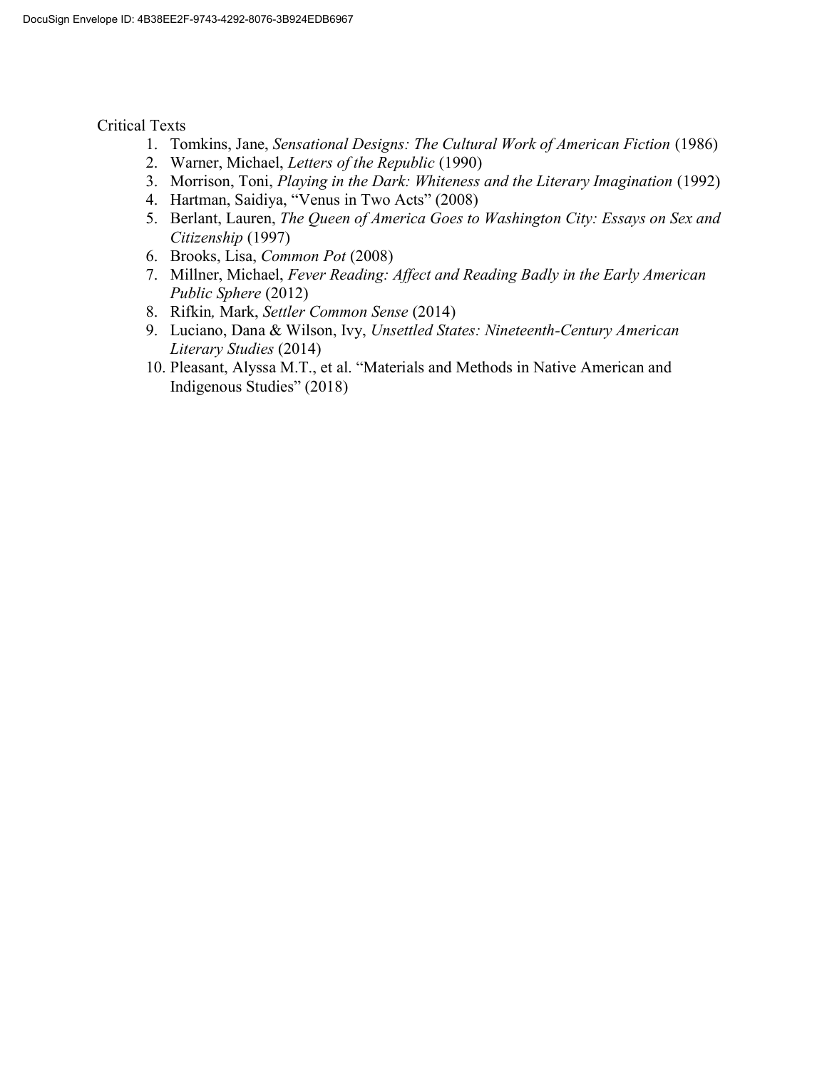Critical Texts

1. Tomkins, Jane, *Sensational Designs: The Cultural Work of American Fiction* (1986)
2. Warner, Michael, *Letters of the Republic* (1990)
3. Morrison, Toni, *Playing in the Dark: Whiteness and the Literary Imagination* (1992)
4. Hartman, Saidiya, "Venus in Two Acts" (2008)
5. Berlant, Lauren, *The Queen of America Goes to Washington City: Essays on Sex and Citizenship* (1997)
6. Brooks, Lisa, *Common Pot* (2008)
7. Millner, Michael, *Fever Reading: Affect and Reading Badly in the Early American Public Sphere* (2012)
8. Rifkin, Mark, *Settler Common Sense* (2014)
9. Luciano, Dana & Wilson, Ivy, *Unsettled States: Nineteenth-Century American Literary Studies* (2014)
10. Pleasant, Alyssa M.T., et al. "Materials and Methods in Native American and Indigenous Studies" (2018)